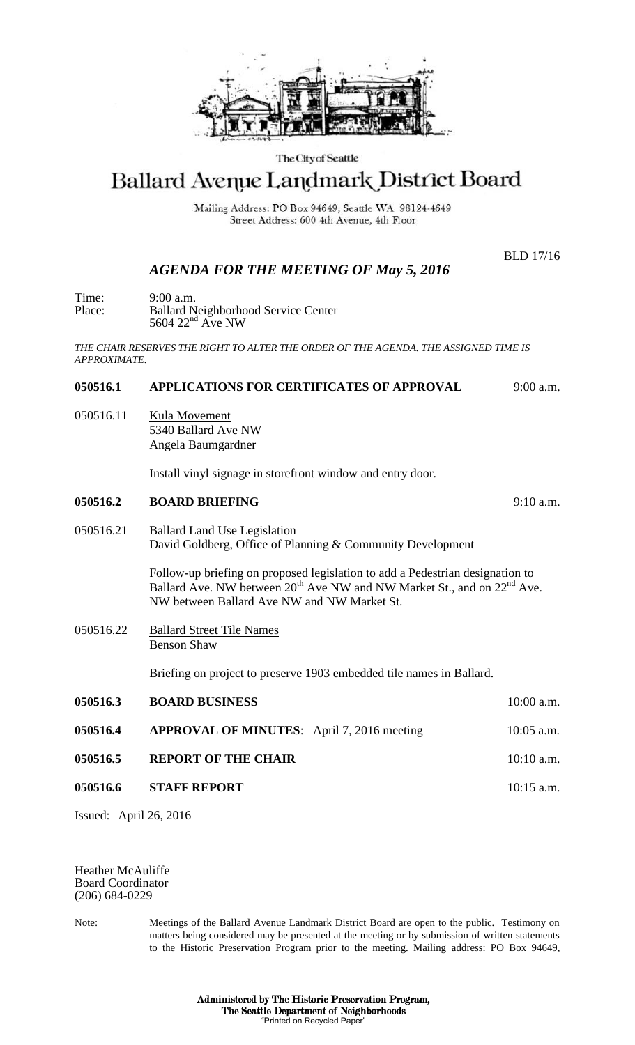The City of Seattle

# Ballard Avenue Landmark District Board

Mailing Address: PO Box 94649, Seattle WA 98124-4649
Street Address: 600 4th Avenue, 4th Floor

BLD 17/16

## *AGENDA FOR THE MEETING OF May 5, 2016*

Time: 9:00 a.m.
Place: Ballard Neighborhood Service Center
5604 22nd Ave NW

*THE CHAIR RESERVES THE RIGHT TO ALTER THE ORDER OF THE AGENDA. THE ASSIGNED TIME IS APPROXIMATE.*

**050516.1 APPLICATIONS FOR CERTIFICATES OF APPROVAL** 9:00 a.m.

050516.11 Kula Movement
5340 Ballard Ave NW
Angela Baumgardner

Install vinyl signage in storefront window and entry door.

**050516.2 BOARD BRIEFING** 9:10 a.m.

050516.21 Ballard Land Use Legislation
David Goldberg, Office of Planning & Community Development

Follow-up briefing on proposed legislation to add a Pedestrian designation to Ballard Ave. NW between 20th Ave NW and NW Market St., and on 22nd Ave. NW between Ballard Ave NW and NW Market St.

050516.22 Ballard Street Tile Names
Benson Shaw

Briefing on project to preserve 1903 embedded tile names in Ballard.

**050516.3 BOARD BUSINESS** 10:00 a.m.

**050516.4 APPROVAL OF MINUTES**: April 7, 2016 meeting 10:05 a.m.

**050516.5 REPORT OF THE CHAIR** 10:10 a.m.

**050516.6 STAFF REPORT** 10:15 a.m.

Issued: April 26, 2016

Heather McAuliffe
Board Coordinator
(206) 684-0229

Note: Meetings of the Ballard Avenue Landmark District Board are open to the public. Testimony on matters being considered may be presented at the meeting or by submission of written statements to the Historic Preservation Program prior to the meeting. Mailing address: PO Box 94649,

**Administered by The Historic Preservation Program, The Seattle Department of Neighborhoods**
"Printed on Recycled Paper"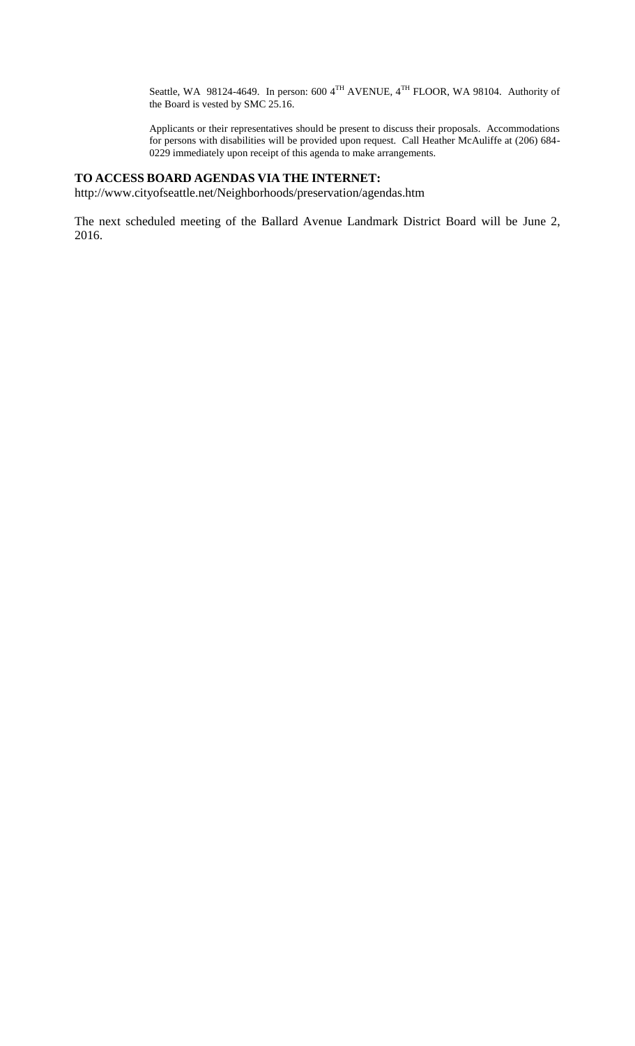Seattle, WA 98124-4649. In person: 600 4TH AVENUE, 4TH FLOOR, WA 98104. Authority of the Board is vested by SMC 25.16.

Applicants or their representatives should be present to discuss their proposals. Accommodations for persons with disabilities will be provided upon request. Call Heather McAuliffe at (206) 684-0229 immediately upon receipt of this agenda to make arrangements.

**TO ACCESS BOARD AGENDAS VIA THE INTERNET:**
http://www.cityofseattle.net/Neighborhoods/preservation/agendas.htm

The next scheduled meeting of the Ballard Avenue Landmark District Board will be June 2, 2016.